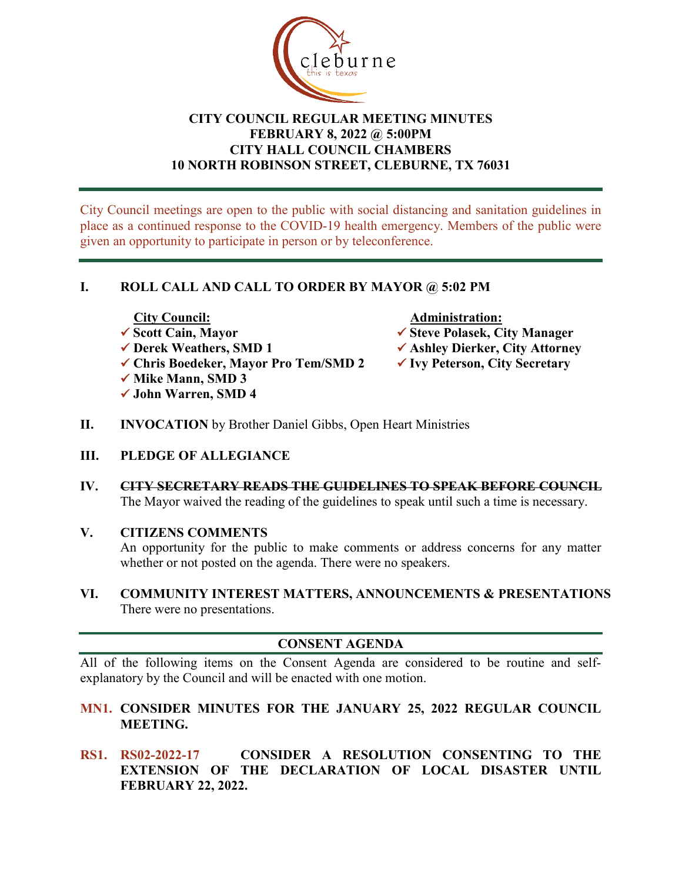# CITY COUNCIL REGULAR MEETING MINUTES
## FEBRUARY 8, 2022 @ 5:00PM
## CITY HALL COUNCIL CHAMBERS
## 10 NORTH ROBINSON STREET, CLEBURNE, TX 76031

City Council meetings are open to the public with social distancing and sanitation guidelines in place as a continued response to the COVID-19 health emergency. Members of the public were given an opportunity to participate in person or by teleconference.

## I. ROLL CALL AND CALL TO ORDER BY MAYOR @ 5:02 PM

**City Council:**
- ✓ **Scott Cain, Mayor**
- ✓ **Derek Weathers, SMD 1**
- ✓ **Chris Boedeker, Mayor Pro Tem/SMD 2**
- ✓ **Mike Mann, SMD 3**
- ✓ **John Warren, SMD 4**

**Administration:**
- ✓ **Steve Polasek, City Manager**
- ✓ **Ashley Dierker, City Attorney**
- ✓ **Ivy Peterson, City Secretary**

## II. INVOCATION by Brother Daniel Gibbs, Open Heart Ministries

## III. PLEDGE OF ALLEGIANCE

## IV. ~~CITY SECRETARY READS THE GUIDELINES TO SPEAK BEFORE COUNCIL~~

The Mayor waived the reading of the guidelines to speak until such a time is necessary.

## V. CITIZENS COMMENTS

An opportunity for the public to make comments or address concerns for any matter whether or not posted on the agenda. There were no speakers.

## VI. COMMUNITY INTEREST MATTERS, ANNOUNCEMENTS & PRESENTATIONS

There were no presentations.

## CONSENT AGENDA

All of the following items on the Consent Agenda are considered to be routine and self-explanatory by the Council and will be enacted with one motion.

**MN1. CONSIDER MINUTES FOR THE JANUARY 25, 2022 REGULAR COUNCIL MEETING.**

**RS1. RS02-2022-17 CONSIDER A RESOLUTION CONSENTING TO THE EXTENSION OF THE DECLARATION OF LOCAL DISASTER UNTIL FEBRUARY 22, 2022.**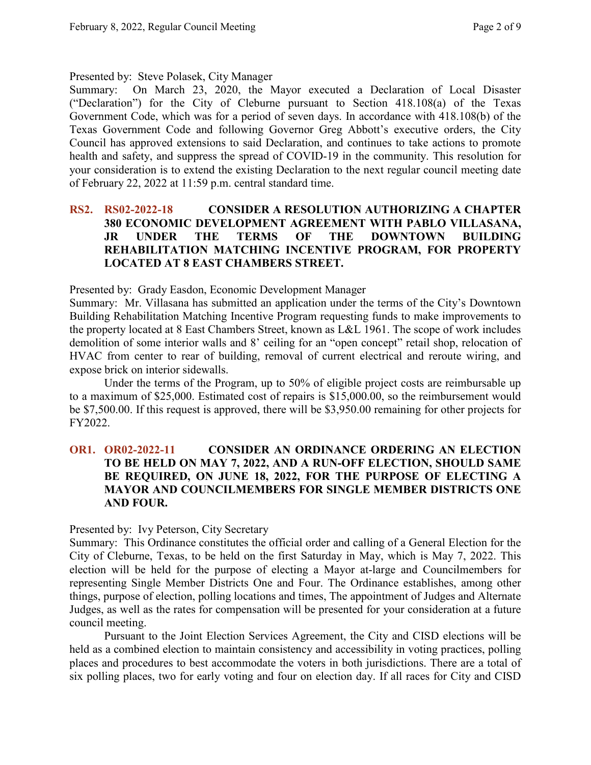Presented by: Steve Polasek, City Manager

Summary: On March 23, 2020, the Mayor executed a Declaration of Local Disaster ("Declaration") for the City of Cleburne pursuant to Section 418.108(a) of the Texas Government Code, which was for a period of seven days. In accordance with 418.108(b) of the Texas Government Code and following Governor Greg Abbott's executive orders, the City Council has approved extensions to said Declaration, and continues to take actions to promote health and safety, and suppress the spread of COVID-19 in the community. This resolution for your consideration is to extend the existing Declaration to the next regular council meeting date of February 22, 2022 at 11:59 p.m. central standard time.

### RS2. RS02-2022-18 CONSIDER A RESOLUTION AUTHORIZING A CHAPTER 380 ECONOMIC DEVELOPMENT AGREEMENT WITH PABLO VILLASANA, JR UNDER THE TERMS OF THE DOWNTOWN BUILDING REHABILITATION MATCHING INCENTIVE PROGRAM, FOR PROPERTY LOCATED AT 8 EAST CHAMBERS STREET.

Presented by: Grady Easdon, Economic Development Manager

Summary: Mr. Villasana has submitted an application under the terms of the City's Downtown Building Rehabilitation Matching Incentive Program requesting funds to make improvements to the property located at 8 East Chambers Street, known as L&L 1961. The scope of work includes demolition of some interior walls and 8' ceiling for an "open concept" retail shop, relocation of HVAC from center to rear of building, removal of current electrical and reroute wiring, and expose brick on interior sidewalls.

Under the terms of the Program, up to 50% of eligible project costs are reimbursable up to a maximum of $25,000. Estimated cost of repairs is $15,000.00, so the reimbursement would be $7,500.00. If this request is approved, there will be $3,950.00 remaining for other projects for FY2022.

### OR1. OR02-2022-11 CONSIDER AN ORDINANCE ORDERING AN ELECTION TO BE HELD ON MAY 7, 2022, AND A RUN-OFF ELECTION, SHOULD SAME BE REQUIRED, ON JUNE 18, 2022, FOR THE PURPOSE OF ELECTING A MAYOR AND COUNCILMEMBERS FOR SINGLE MEMBER DISTRICTS ONE AND FOUR.

Presented by: Ivy Peterson, City Secretary

Summary: This Ordinance constitutes the official order and calling of a General Election for the City of Cleburne, Texas, to be held on the first Saturday in May, which is May 7, 2022. This election will be held for the purpose of electing a Mayor at-large and Councilmembers for representing Single Member Districts One and Four. The Ordinance establishes, among other things, purpose of election, polling locations and times, The appointment of Judges and Alternate Judges, as well as the rates for compensation will be presented for your consideration at a future council meeting.

Pursuant to the Joint Election Services Agreement, the City and CISD elections will be held as a combined election to maintain consistency and accessibility in voting practices, polling places and procedures to best accommodate the voters in both jurisdictions. There are a total of six polling places, two for early voting and four on election day. If all races for City and CISD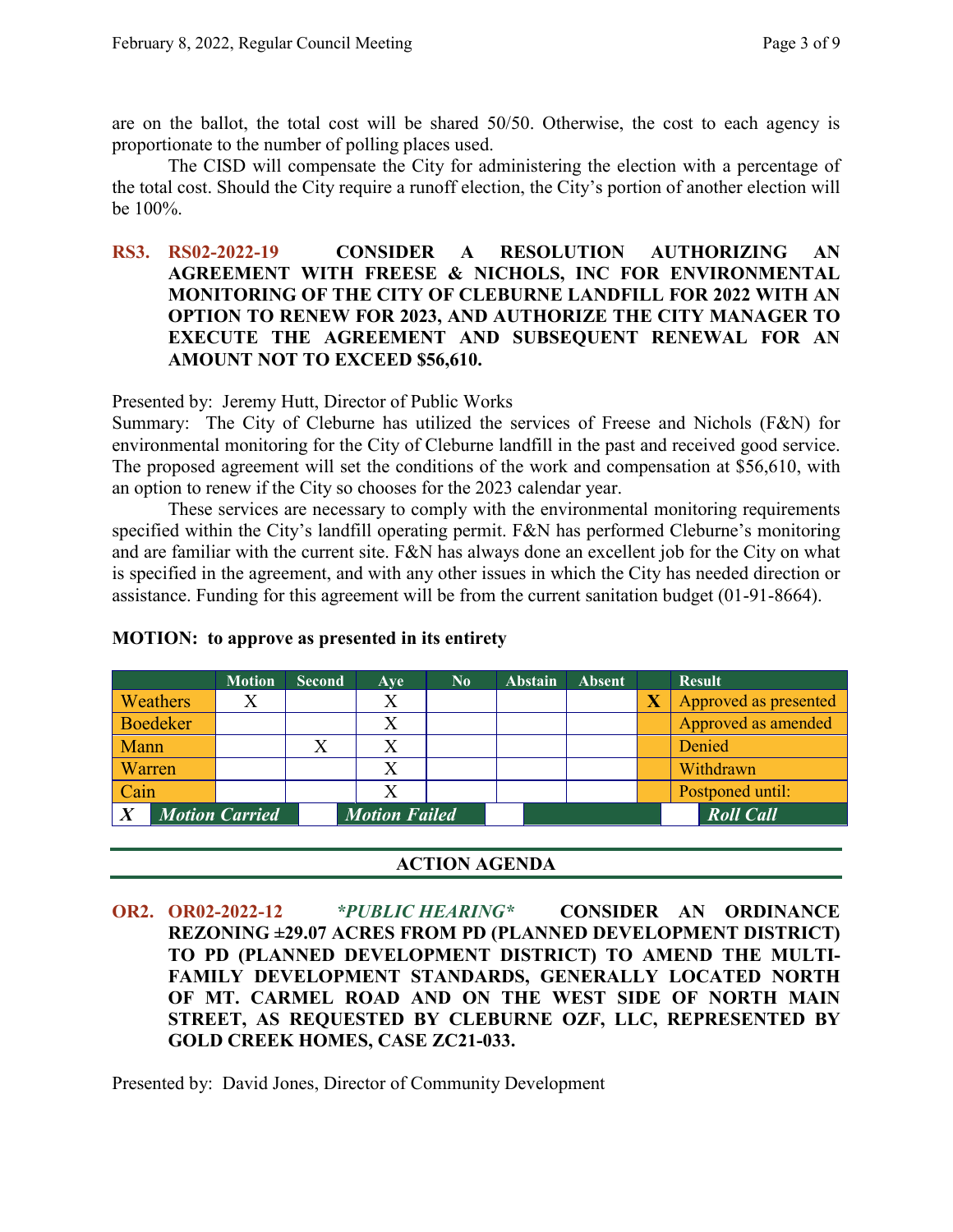are on the ballot, the total cost will be shared 50/50. Otherwise, the cost to each agency is proportionate to the number of polling places used.

The CISD will compensate the City for administering the election with a percentage of the total cost. Should the City require a runoff election, the City's portion of another election will be 100%.

**RS3. RS02-2022-19 CONSIDER A RESOLUTION AUTHORIZING AN AGREEMENT WITH FREESE & NICHOLS, INC FOR ENVIRONMENTAL MONITORING OF THE CITY OF CLEBURNE LANDFILL FOR 2022 WITH AN OPTION TO RENEW FOR 2023, AND AUTHORIZE THE CITY MANAGER TO EXECUTE THE AGREEMENT AND SUBSEQUENT RENEWAL FOR AN AMOUNT NOT TO EXCEED $56,610.**

Presented by: Jeremy Hutt, Director of Public Works

Summary: The City of Cleburne has utilized the services of Freese and Nichols (F&N) for environmental monitoring for the City of Cleburne landfill in the past and received good service. The proposed agreement will set the conditions of the work and compensation at $56,610, with an option to renew if the City so chooses for the 2023 calendar year.

These services are necessary to comply with the environmental monitoring requirements specified within the City's landfill operating permit. F&N has performed Cleburne's monitoring and are familiar with the current site. F&N has always done an excellent job for the City on what is specified in the agreement, and with any other issues in which the City has needed direction or assistance. Funding for this agreement will be from the current sanitation budget (01-91-8664).

**MOTION: to approve as presented in its entirety**

| | Motion | Second | Aye | No | Abstain | Absent | | Result |
|---|---|---|---|---|---|---|---|---|
| Weathers | X | | X | | | | X | Approved as presented |
| Boedeker | | | X | | | | | Approved as amended |
| Mann | | X | X | | | | | Denied |
| Warren | | | X | | | | | Withdrawn |
| Cain | | | X | | | | | Postponed until: |
| X | *Motion Carried* | | *Motion Failed* | | | | | *Roll Call* |

## ACTION AGENDA

**OR2. OR02-2022-12 *\*PUBLIC HEARING\** CONSIDER AN ORDINANCE REZONING ±29.07 ACRES FROM PD (PLANNED DEVELOPMENT DISTRICT) TO PD (PLANNED DEVELOPMENT DISTRICT) TO AMEND THE MULTI-FAMILY DEVELOPMENT STANDARDS, GENERALLY LOCATED NORTH OF MT. CARMEL ROAD AND ON THE WEST SIDE OF NORTH MAIN STREET, AS REQUESTED BY CLEBURNE OZF, LLC, REPRESENTED BY GOLD CREEK HOMES, CASE ZC21-033.**

Presented by: David Jones, Director of Community Development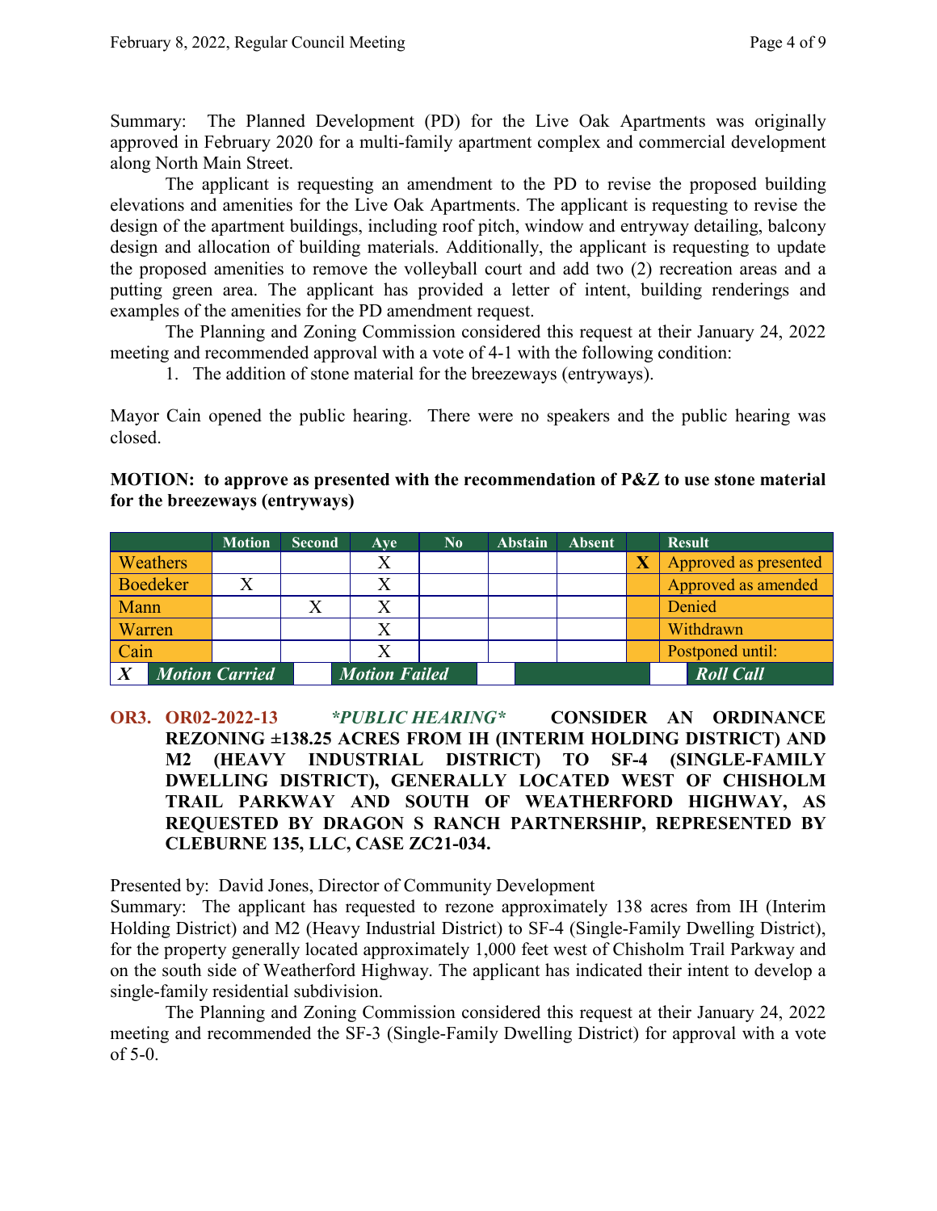Summary: The Planned Development (PD) for the Live Oak Apartments was originally approved in February 2020 for a multi-family apartment complex and commercial development along North Main Street.

The applicant is requesting an amendment to the PD to revise the proposed building elevations and amenities for the Live Oak Apartments. The applicant is requesting to revise the design of the apartment buildings, including roof pitch, window and entryway detailing, balcony design and allocation of building materials. Additionally, the applicant is requesting to update the proposed amenities to remove the volleyball court and add two (2) recreation areas and a putting green area. The applicant has provided a letter of intent, building renderings and examples of the amenities for the PD amendment request.

The Planning and Zoning Commission considered this request at their January 24, 2022 meeting and recommended approval with a vote of 4-1 with the following condition:

1. The addition of stone material for the breezeways (entryways).

Mayor Cain opened the public hearing. There were no speakers and the public hearing was closed.

**MOTION: to approve as presented with the recommendation of P&Z to use stone material for the breezeways (entryways)**

| | Motion | Second | Aye | No | Abstain | Absent | | Result |
|---|---|---|---|---|---|---|---|---|
| Weathers | | | X | | | | X | Approved as presented |
| Boedeker | X | | X | | | | | Approved as amended |
| Mann | | X | X | | | | | Denied |
| Warren | | | X | | | | | Withdrawn |
| Cain | | | X | | | | | Postponed until: |
| X | Motion Carried | | Motion Failed | | | | | Roll Call |

**OR3. OR02-2022-13** ***\*PUBLIC HEARING\**** **CONSIDER AN ORDINANCE REZONING ±138.25 ACRES FROM IH (INTERIM HOLDING DISTRICT) AND M2 (HEAVY INDUSTRIAL DISTRICT) TO SF-4 (SINGLE-FAMILY DWELLING DISTRICT), GENERALLY LOCATED WEST OF CHISHOLM TRAIL PARKWAY AND SOUTH OF WEATHERFORD HIGHWAY, AS REQUESTED BY DRAGON S RANCH PARTNERSHIP, REPRESENTED BY CLEBURNE 135, LLC, CASE ZC21-034.**

Presented by: David Jones, Director of Community Development

Summary: The applicant has requested to rezone approximately 138 acres from IH (Interim Holding District) and M2 (Heavy Industrial District) to SF-4 (Single-Family Dwelling District), for the property generally located approximately 1,000 feet west of Chisholm Trail Parkway and on the south side of Weatherford Highway. The applicant has indicated their intent to develop a single-family residential subdivision.

The Planning and Zoning Commission considered this request at their January 24, 2022 meeting and recommended the SF-3 (Single-Family Dwelling District) for approval with a vote of 5-0.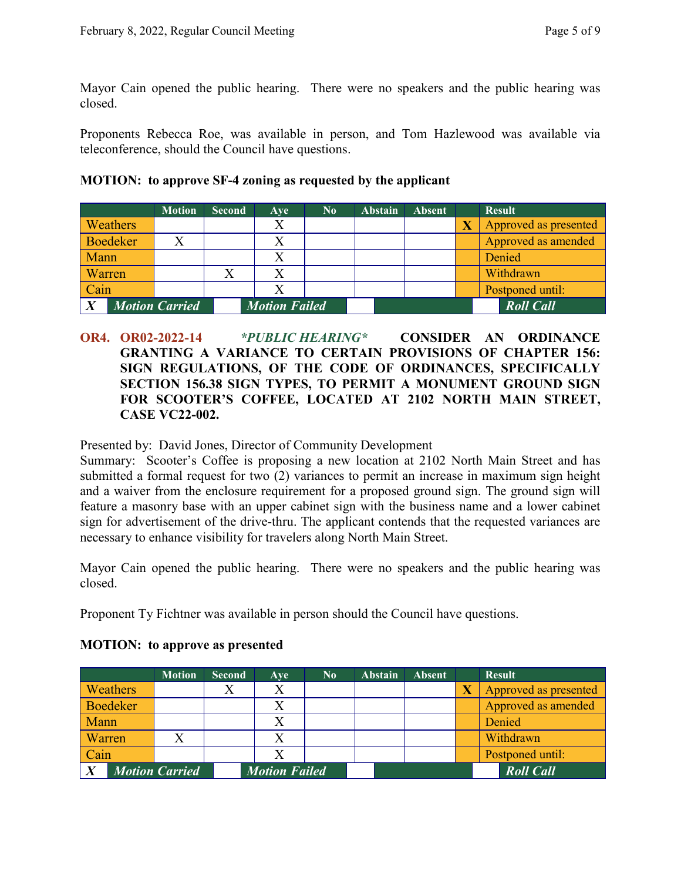Mayor Cain opened the public hearing. There were no speakers and the public hearing was closed.

Proponents Rebecca Roe, was available in person, and Tom Hazlewood was available via teleconference, should the Council have questions.

**MOTION: to approve SF-4 zoning as requested by the applicant**

| | Motion | Second | Aye | No | Abstain | Absent | | Result |
|---|---|---|---|---|---|---|---|---|
| Weathers | | | X | | | | X | Approved as presented |
| Boedeker | X | | X | | | | | Approved as amended |
| Mann | | | X | | | | | Denied |
| Warren | | X | X | | | | | Withdrawn |
| Cain | | | X | | | | | Postponed until: |
| *X* | *Motion Carried* | | *Motion Failed* | | | | | *Roll Call* |

**OR4. OR02-2022-14** ***\*PUBLIC HEARING\**** **CONSIDER AN ORDINANCE GRANTING A VARIANCE TO CERTAIN PROVISIONS OF CHAPTER 156: SIGN REGULATIONS, OF THE CODE OF ORDINANCES, SPECIFICALLY SECTION 156.38 SIGN TYPES, TO PERMIT A MONUMENT GROUND SIGN FOR SCOOTER'S COFFEE, LOCATED AT 2102 NORTH MAIN STREET, CASE VC22-002.**

Presented by: David Jones, Director of Community Development
Summary: Scooter's Coffee is proposing a new location at 2102 North Main Street and has submitted a formal request for two (2) variances to permit an increase in maximum sign height and a waiver from the enclosure requirement for a proposed ground sign. The ground sign will feature a masonry base with an upper cabinet sign with the business name and a lower cabinet sign for advertisement of the drive-thru. The applicant contends that the requested variances are necessary to enhance visibility for travelers along North Main Street.

Mayor Cain opened the public hearing. There were no speakers and the public hearing was closed.

Proponent Ty Fichtner was available in person should the Council have questions.

**MOTION: to approve as presented**

| | Motion | Second | Aye | No | Abstain | Absent | | Result |
|---|---|---|---|---|---|---|---|---|
| Weathers | | X | X | | | | X | Approved as presented |
| Boedeker | | | X | | | | | Approved as amended |
| Mann | | | X | | | | | Denied |
| Warren | X | | X | | | | | Withdrawn |
| Cain | | | X | | | | | Postponed until: |
| *X* | *Motion Carried* | | *Motion Failed* | | | | | *Roll Call* |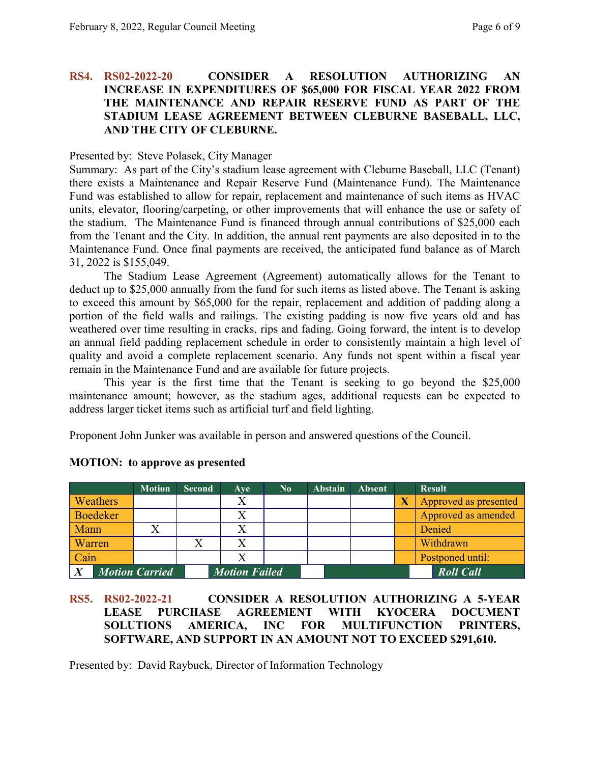**RS4. RS02-2022-20 CONSIDER A RESOLUTION AUTHORIZING AN INCREASE IN EXPENDITURES OF $65,000 FOR FISCAL YEAR 2022 FROM THE MAINTENANCE AND REPAIR RESERVE FUND AS PART OF THE STADIUM LEASE AGREEMENT BETWEEN CLEBURNE BASEBALL, LLC, AND THE CITY OF CLEBURNE.**

Presented by: Steve Polasek, City Manager

Summary: As part of the City's stadium lease agreement with Cleburne Baseball, LLC (Tenant) there exists a Maintenance and Repair Reserve Fund (Maintenance Fund). The Maintenance Fund was established to allow for repair, replacement and maintenance of such items as HVAC units, elevator, flooring/carpeting, or other improvements that will enhance the use or safety of the stadium. The Maintenance Fund is financed through annual contributions of $25,000 each from the Tenant and the City. In addition, the annual rent payments are also deposited in to the Maintenance Fund. Once final payments are received, the anticipated fund balance as of March 31, 2022 is $155,049.

The Stadium Lease Agreement (Agreement) automatically allows for the Tenant to deduct up to $25,000 annually from the fund for such items as listed above. The Tenant is asking to exceed this amount by $65,000 for the repair, replacement and addition of padding along a portion of the field walls and railings. The existing padding is now five years old and has weathered over time resulting in cracks, rips and fading. Going forward, the intent is to develop an annual field padding replacement schedule in order to consistently maintain a high level of quality and avoid a complete replacement scenario. Any funds not spent within a fiscal year remain in the Maintenance Fund and are available for future projects.

This year is the first time that the Tenant is seeking to go beyond the $25,000 maintenance amount; however, as the stadium ages, additional requests can be expected to address larger ticket items such as artificial turf and field lighting.

Proponent John Junker was available in person and answered questions of the Council.

**MOTION: to approve as presented**

| | Motion | Second | Aye | No | Abstain | Absent | | Result |
|---|---|---|---|---|---|---|---|---|
| Weathers | | | X | | | | X | Approved as presented |
| Boedeker | | | X | | | | | Approved as amended |
| Mann | X | | X | | | | | Denied |
| Warren | | X | X | | | | | Withdrawn |
| Cain | | | X | | | | | Postponed until: |
| *X* | ***Motion Carried*** | | ***Motion Failed*** | | | | | ***Roll Call*** |

**RS5. RS02-2022-21 CONSIDER A RESOLUTION AUTHORIZING A 5-YEAR LEASE PURCHASE AGREEMENT WITH KYOCERA DOCUMENT SOLUTIONS AMERICA, INC FOR MULTIFUNCTION PRINTERS, SOFTWARE, AND SUPPORT IN AN AMOUNT NOT TO EXCEED $291,610.**

Presented by: David Raybuck, Director of Information Technology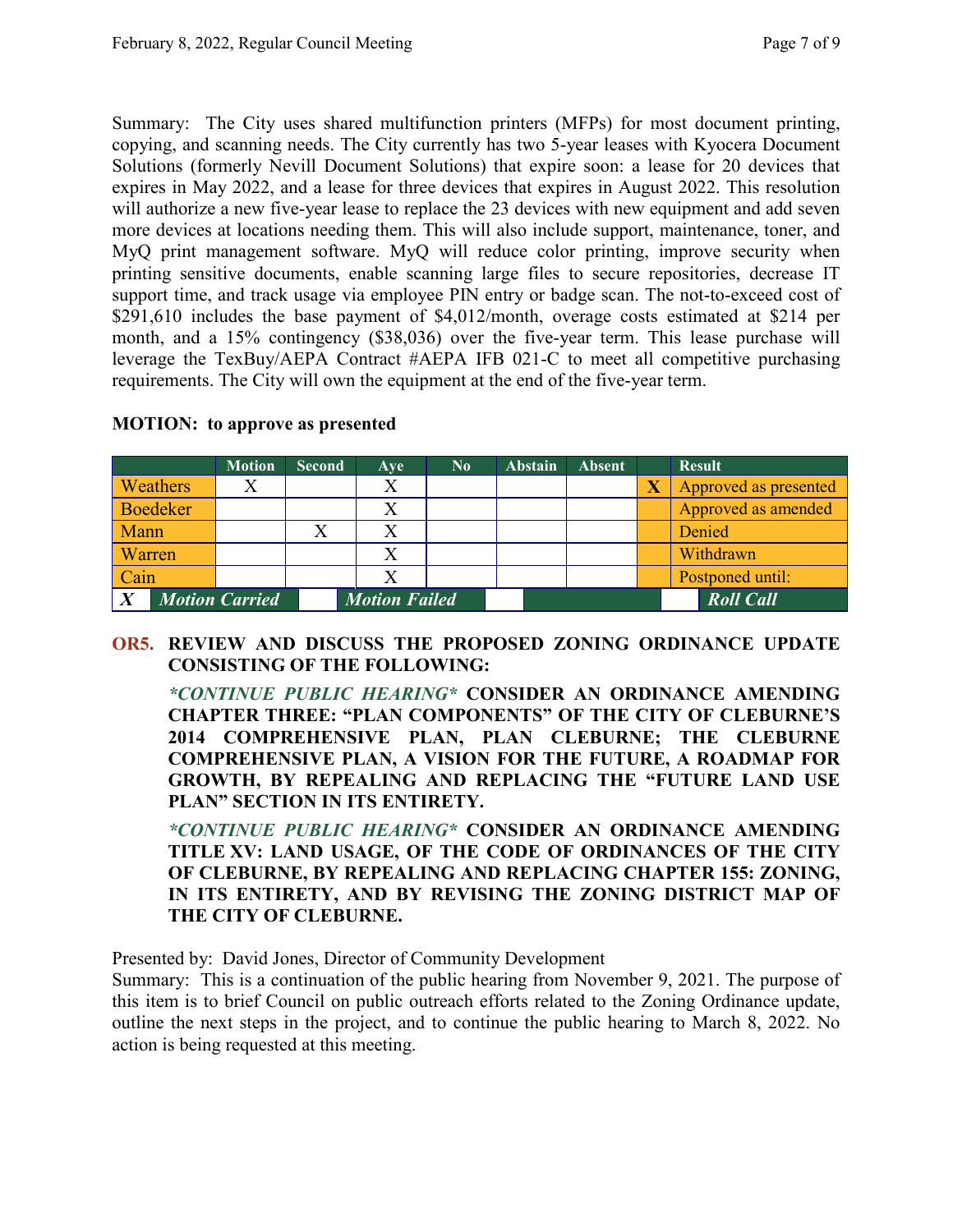Summary: The City uses shared multifunction printers (MFPs) for most document printing, copying, and scanning needs. The City currently has two 5-year leases with Kyocera Document Solutions (formerly Nevill Document Solutions) that expire soon: a lease for 20 devices that expires in May 2022, and a lease for three devices that expires in August 2022. This resolution will authorize a new five-year lease to replace the 23 devices with new equipment and add seven more devices at locations needing them. This will also include support, maintenance, toner, and MyQ print management software. MyQ will reduce color printing, improve security when printing sensitive documents, enable scanning large files to secure repositories, decrease IT support time, and track usage via employee PIN entry or badge scan. The not-to-exceed cost of $291,610 includes the base payment of $4,012/month, overage costs estimated at $214 per month, and a 15% contingency ($38,036) over the five-year term. This lease purchase will leverage the TexBuy/AEPA Contract #AEPA IFB 021-C to meet all competitive purchasing requirements. The City will own the equipment at the end of the five-year term.

**MOTION: to approve as presented**

| | Motion | Second | Aye | No | Abstain | Absent | | Result |
|---|---|---|---|---|---|---|---|---|
| Weathers | X | | X | | | | X | Approved as presented |
| Boedeker | | | X | | | | | Approved as amended |
| Mann | | X | X | | | | | Denied |
| Warren | | | X | | | | | Withdrawn |
| Cain | | | X | | | | | Postponed until: |
| X | *Motion Carried* | | *Motion Failed* | | | | | *Roll Call* |

**OR5. REVIEW AND DISCUSS THE PROPOSED ZONING ORDINANCE UPDATE CONSISTING OF THE FOLLOWING:**

***\*CONTINUE PUBLIC HEARING\**** **CONSIDER AN ORDINANCE AMENDING CHAPTER THREE: "PLAN COMPONENTS" OF THE CITY OF CLEBURNE'S 2014 COMPREHENSIVE PLAN, PLAN CLEBURNE; THE CLEBURNE COMPREHENSIVE PLAN, A VISION FOR THE FUTURE, A ROADMAP FOR GROWTH, BY REPEALING AND REPLACING THE "FUTURE LAND USE PLAN" SECTION IN ITS ENTIRETY.**

***\*CONTINUE PUBLIC HEARING\**** **CONSIDER AN ORDINANCE AMENDING TITLE XV: LAND USAGE, OF THE CODE OF ORDINANCES OF THE CITY OF CLEBURNE, BY REPEALING AND REPLACING CHAPTER 155: ZONING, IN ITS ENTIRETY, AND BY REVISING THE ZONING DISTRICT MAP OF THE CITY OF CLEBURNE.**

Presented by: David Jones, Director of Community Development
Summary: This is a continuation of the public hearing from November 9, 2021. The purpose of this item is to brief Council on public outreach efforts related to the Zoning Ordinance update, outline the next steps in the project, and to continue the public hearing to March 8, 2022. No action is being requested at this meeting.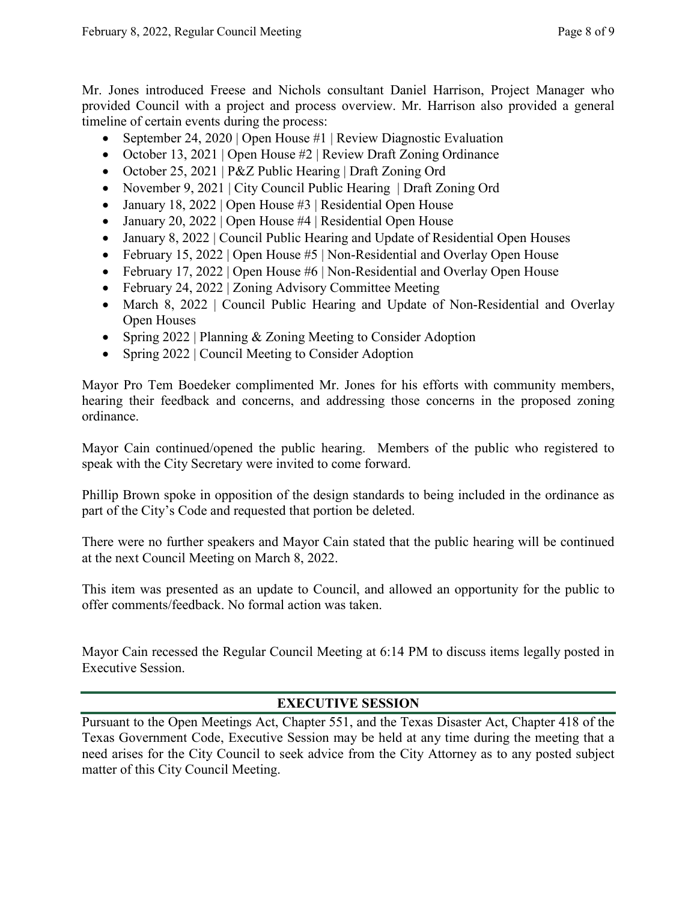Mr. Jones introduced Freese and Nichols consultant Daniel Harrison, Project Manager who provided Council with a project and process overview. Mr. Harrison also provided a general timeline of certain events during the process:

- September 24, 2020 | Open House #1 | Review Diagnostic Evaluation
- October 13, 2021 | Open House #2 | Review Draft Zoning Ordinance
- October 25, 2021 | P&Z Public Hearing | Draft Zoning Ord
- November 9, 2021 | City Council Public Hearing | Draft Zoning Ord
- January 18, 2022 | Open House #3 | Residential Open House
- January 20, 2022 | Open House #4 | Residential Open House
- January 8, 2022 | Council Public Hearing and Update of Residential Open Houses
- February 15, 2022 | Open House #5 | Non-Residential and Overlay Open House
- February 17, 2022 | Open House #6 | Non-Residential and Overlay Open House
- February 24, 2022 | Zoning Advisory Committee Meeting
- March 8, 2022 | Council Public Hearing and Update of Non-Residential and Overlay Open Houses
- Spring 2022 | Planning & Zoning Meeting to Consider Adoption
- Spring 2022 | Council Meeting to Consider Adoption

Mayor Pro Tem Boedeker complimented Mr. Jones for his efforts with community members, hearing their feedback and concerns, and addressing those concerns in the proposed zoning ordinance.

Mayor Cain continued/opened the public hearing. Members of the public who registered to speak with the City Secretary were invited to come forward.

Phillip Brown spoke in opposition of the design standards to being included in the ordinance as part of the City's Code and requested that portion be deleted.

There were no further speakers and Mayor Cain stated that the public hearing will be continued at the next Council Meeting on March 8, 2022.

This item was presented as an update to Council, and allowed an opportunity for the public to offer comments/feedback. No formal action was taken.

Mayor Cain recessed the Regular Council Meeting at 6:14 PM to discuss items legally posted in Executive Session.

## EXECUTIVE SESSION

Pursuant to the Open Meetings Act, Chapter 551, and the Texas Disaster Act, Chapter 418 of the Texas Government Code, Executive Session may be held at any time during the meeting that a need arises for the City Council to seek advice from the City Attorney as to any posted subject matter of this City Council Meeting.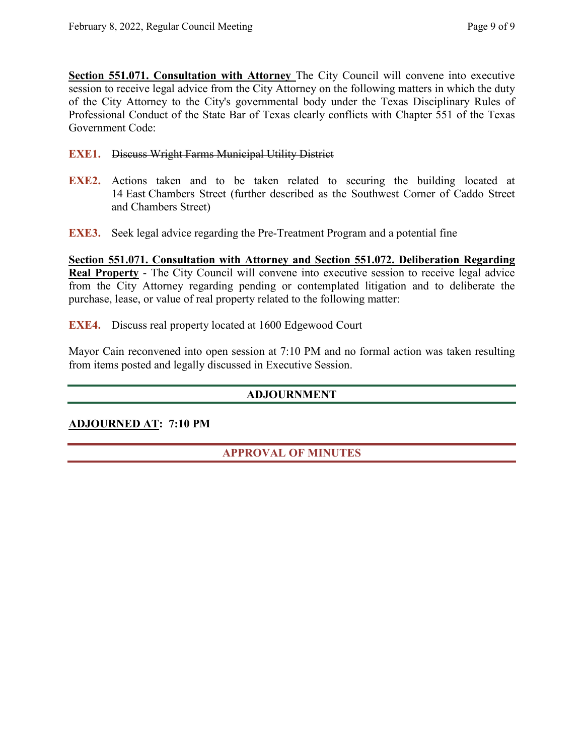**<u>Section 551.071. Consultation with Attorney</u>** The City Council will convene into executive session to receive legal advice from the City Attorney on the following matters in which the duty of the City Attorney to the City's governmental body under the Texas Disciplinary Rules of Professional Conduct of the State Bar of Texas clearly conflicts with Chapter 551 of the Texas Government Code:

**EXE1.** ~~Discuss Wright Farms Municipal Utility District~~

**EXE2.** Actions taken and to be taken related to securing the building located at 14 East Chambers Street (further described as the Southwest Corner of Caddo Street and Chambers Street)

**EXE3.** Seek legal advice regarding the Pre-Treatment Program and a potential fine

**<u>Section 551.071. Consultation with Attorney and Section 551.072. Deliberation Regarding Real Property</u>** - The City Council will convene into executive session to receive legal advice from the City Attorney regarding pending or contemplated litigation and to deliberate the purchase, lease, or value of real property related to the following matter:

**EXE4.** Discuss real property located at 1600 Edgewood Court

Mayor Cain reconvened into open session at 7:10 PM and no formal action was taken resulting from items posted and legally discussed in Executive Session.

## ADJOURNMENT

**<u>ADJOURNED AT</u>: 7:10 PM**

## APPROVAL OF MINUTES